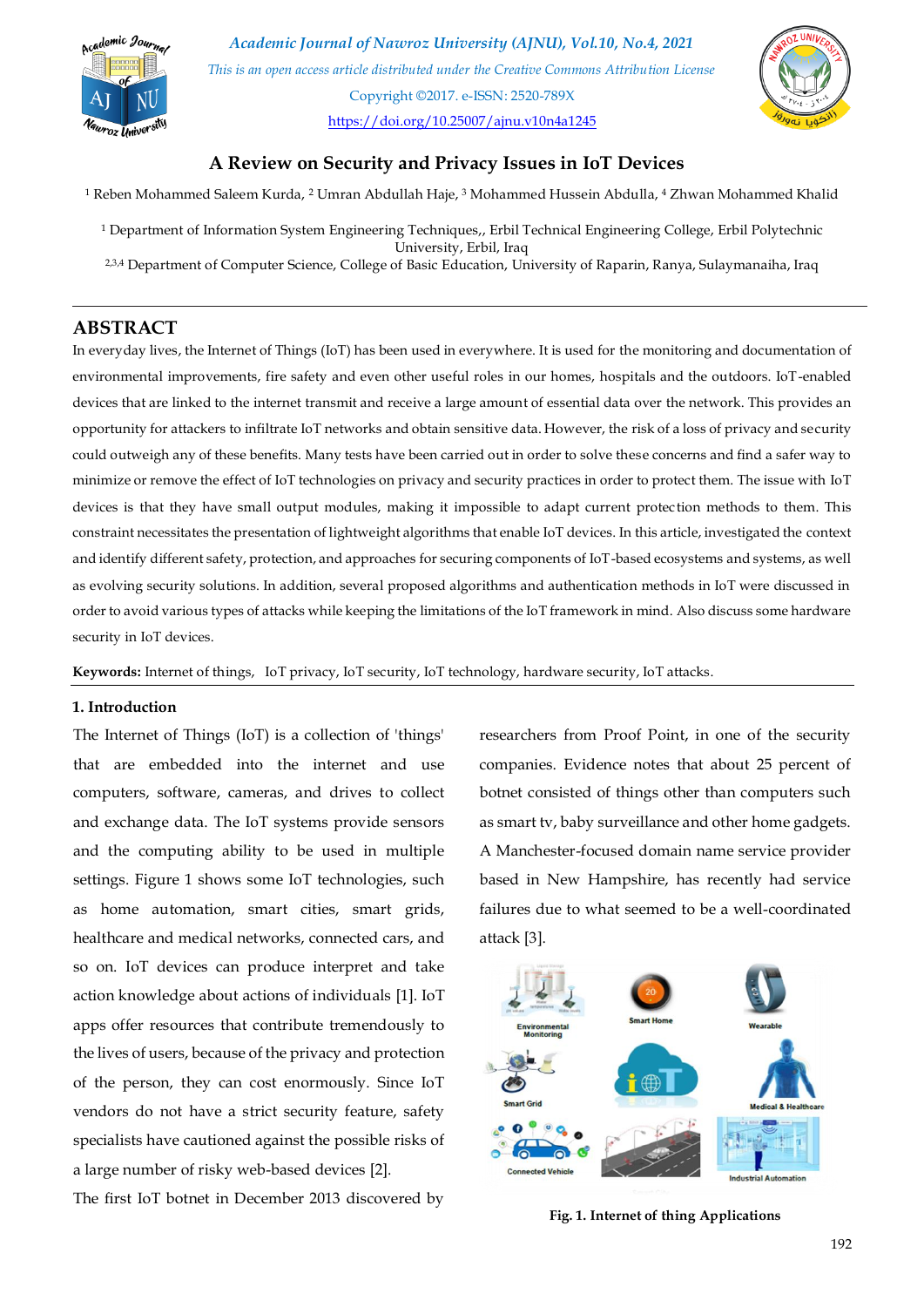# A Review on Security and Privacy Issues in IoT Devices

[1] Reben Mohammed Saleem Kurda, [2] Umran Abdullah Haje, [3] Mohammed Hussein Abdulla, [4] Zhwan Mohammed Khalid

[1] Department of Information System Engineering Techniques,, Erbil Technical Engineering College, Erbil Polytechnic University, Erbil, Iraq

[2,3,4] Department of Computer Science, College of Basic Education, University of Raparin, Ranya, Sulaymanaiha, Iraq

## ABSTRACT

In everyday lives, the Internet of Things (IoT) has been used in everywhere. It is used for the monitoring and documentation of environmental improvements, fire safety and even other useful roles in our homes, hospitals and the outdoors. IoT-enabled devices that are linked to the internet transmit and receive a large amount of essential data over the network. This provides an opportunity for attackers to infiltrate IoT networks and obtain sensitive data. However, the risk of a loss of privacy and security could outweigh any of these benefits. Many tests have been carried out in order to solve these concerns and find a safer way to minimize or remove the effect of IoT technologies on privacy and security practices in order to protect them. The issue with IoT devices is that they have small output modules, making it impossible to adapt current protection methods to them. This constraint necessitates the presentation of lightweight algorithms that enable IoT devices. In this article, investigated the context and identify different safety, protection, and approaches for securing components of IoT-based ecosystems and systems, as well as evolving security solutions. In addition, several proposed algorithms and authentication methods in IoT were discussed in order to avoid various types of attacks while keeping the limitations of the IoT framework in mind. Also discuss some hardware security in IoT devices.

**Keywords:** Internet of things, IoT privacy, IoT security, IoT technology, hardware security, IoT attacks.

## 1. Introduction

The Internet of Things (IoT) is a collection of 'things' that are embedded into the internet and use computers, software, cameras, and drives to collect and exchange data. The IoT systems provide sensors and the computing ability to be used in multiple settings. Figure 1 shows some IoT technologies, such as home automation, smart cities, smart grids, healthcare and medical networks, connected cars, and so on. IoT devices can produce interpret and take action knowledge about actions of individuals [1]. IoT apps offer resources that contribute tremendously to the lives of users, because of the privacy and protection of the person, they can cost enormously. Since IoT vendors do not have a strict security feature, safety specialists have cautioned against the possible risks of a large number of risky web-based devices [2].

The first IoT botnet in December 2013 discovered by researchers from Proof Point, in one of the security companies. Evidence notes that about 25 percent of botnet consisted of things other than computers such as smart tv, baby surveillance and other home gadgets. A Manchester-focused domain name service provider based in New Hampshire, has recently had service failures due to what seemed to be a well-coordinated attack [3].

**Fig. 1. Internet of thing Applications**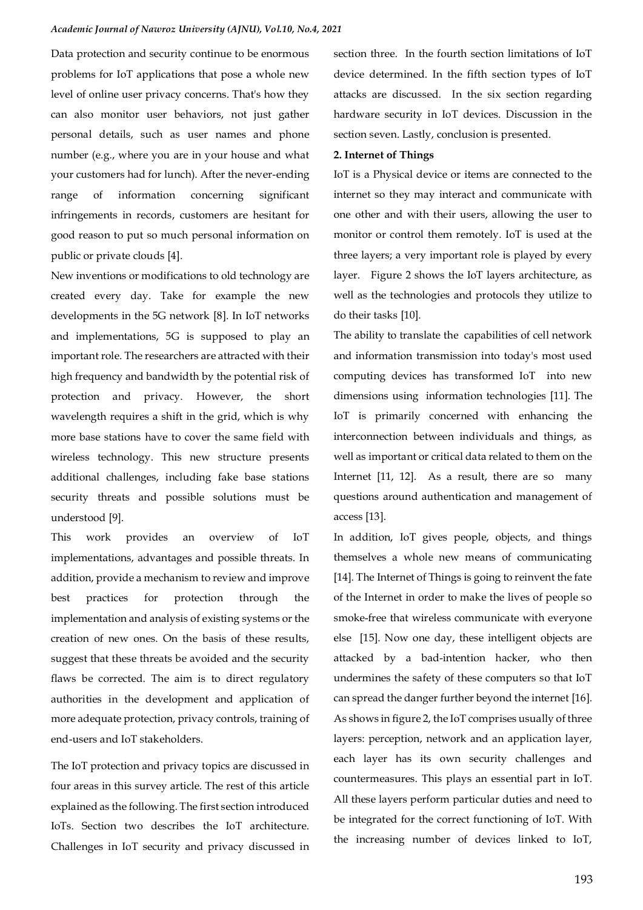Data protection and security continue to be enormous problems for IoT applications that pose a whole new level of online user privacy concerns. That's how they can also monitor user behaviors, not just gather personal details, such as user names and phone number (e.g., where you are in your house and what your customers had for lunch). After the never-ending range of information concerning significant infringements in records, customers are hesitant for good reason to put so much personal information on public or private clouds [4].

New inventions or modifications to old technology are created every day. Take for example the new developments in the 5G network [8]. In IoT networks and implementations, 5G is supposed to play an important role. The researchers are attracted with their high frequency and bandwidth by the potential risk of protection and privacy. However, the short wavelength requires a shift in the grid, which is why more base stations have to cover the same field with wireless technology. This new structure presents additional challenges, including fake base stations security threats and possible solutions must be understood [9].

This work provides an overview of IoT implementations, advantages and possible threats. In addition, provide a mechanism to review and improve best practices for protection through the implementation and analysis of existing systems or the creation of new ones. On the basis of these results, suggest that these threats be avoided and the security flaws be corrected. The aim is to direct regulatory authorities in the development and application of more adequate protection, privacy controls, training of end-users and IoT stakeholders.

The IoT protection and privacy topics are discussed in four areas in this survey article. The rest of this article explained as the following. The first section introduced IoTs. Section two describes the IoT architecture. Challenges in IoT security and privacy discussed in section three. In the fourth section limitations of IoT device determined. In the fifth section types of IoT attacks are discussed. In the six section regarding hardware security in IoT devices. Discussion in the section seven. Lastly, conclusion is presented.

## 2. Internet of Things

IoT is a Physical device or items are connected to the internet so they may interact and communicate with one other and with their users, allowing the user to monitor or control them remotely. IoT is used at the three layers; a very important role is played by every layer. Figure 2 shows the IoT layers architecture, as well as the technologies and protocols they utilize to do their tasks [10].

The ability to translate the capabilities of cell network and information transmission into today's most used computing devices has transformed IoT into new dimensions using information technologies [11]. The IoT is primarily concerned with enhancing the interconnection between individuals and things, as well as important or critical data related to them on the Internet [11, 12]. As a result, there are so many questions around authentication and management of access [13].

In addition, IoT gives people, objects, and things themselves a whole new means of communicating [14]. The Internet of Things is going to reinvent the fate of the Internet in order to make the lives of people so smoke-free that wireless communicate with everyone else [15]. Now one day, these intelligent objects are attacked by a bad-intention hacker, who then undermines the safety of these computers so that IoT can spread the danger further beyond the internet [16]. As shows in figure 2, the IoT comprises usually of three layers: perception, network and an application layer, each layer has its own security challenges and countermeasures. This plays an essential part in IoT. All these layers perform particular duties and need to be integrated for the correct functioning of IoT. With the increasing number of devices linked to IoT,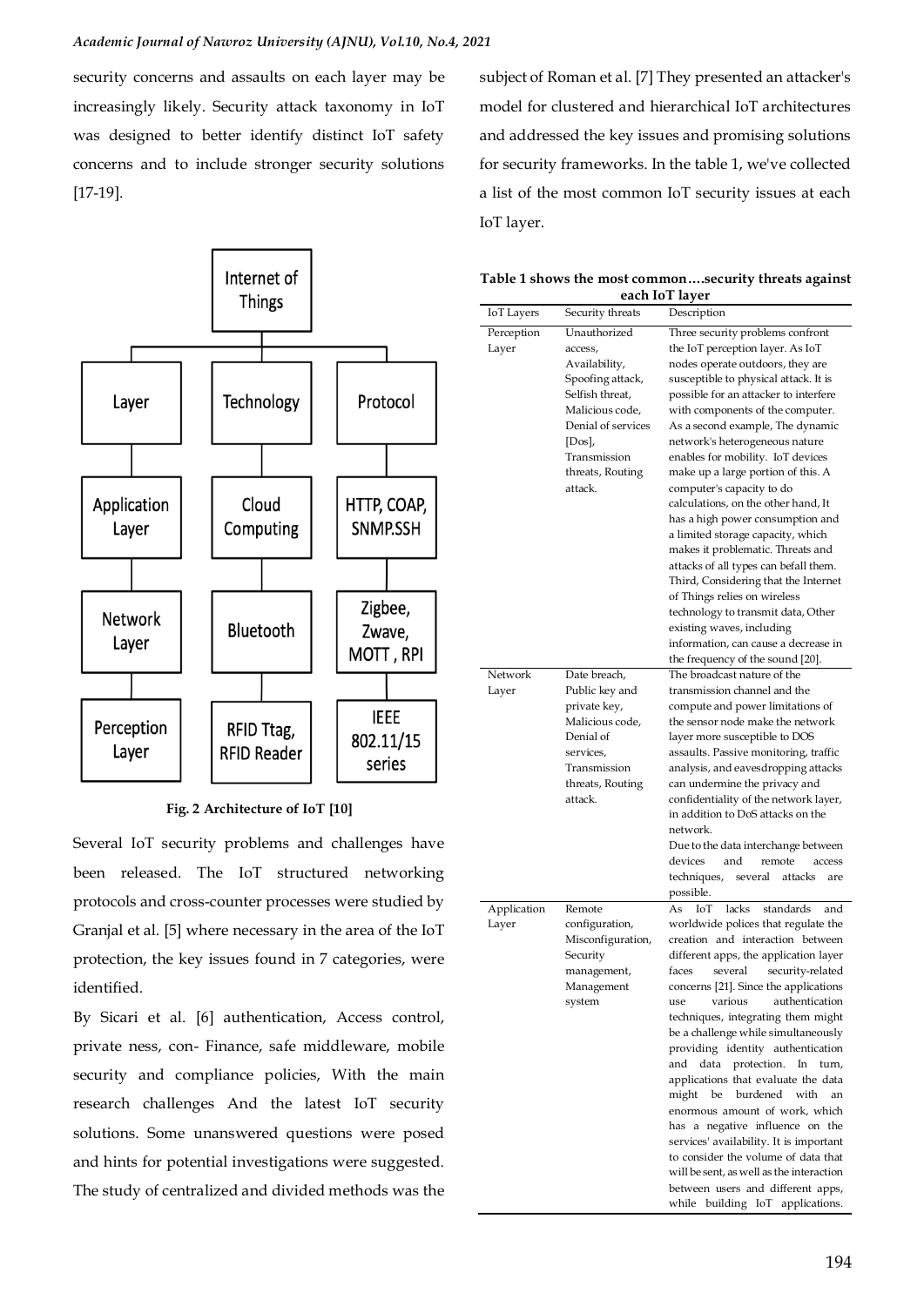security concerns and assaults on each layer may be increasingly likely. Security attack taxonomy in IoT was designed to better identify distinct IoT safety concerns and to include stronger security solutions [17-19].

**Fig. 2 Architecture of IoT [10]**

Several IoT security problems and challenges have been released. The IoT structured networking protocols and cross-counter processes were studied by Granjal et al. [5] where necessary in the area of the IoT protection, the key issues found in 7 categories, were identified.

By Sicari et al. [6] authentication, Access control, private ness, con- Finance, safe middleware, mobile security and compliance policies, With the main research challenges And the latest IoT security solutions. Some unanswered questions were posed and hints for potential investigations were suggested. The study of centralized and divided methods was the subject of Roman et al. [7] They presented an attacker's model for clustered and hierarchical IoT architectures and addressed the key issues and promising solutions for security frameworks. In the table 1, we've collected a list of the most common IoT security issues at each IoT layer.

**Table 1 shows the most common….security threats against each IoT layer**

| IoT Layers | Security threats | Description |
|---|---|---|
| Perception Layer | Unauthorized access, Availability, Spoofing attack, Selfish threat, Malicious code, Denial of services [Dos], Transmission threats, Routing attack. | Three security problems confront the IoT perception layer. As IoT nodes operate outdoors, they are susceptible to physical attack. It is possible for an attacker to interfere with components of the computer. As a second example, The dynamic network's heterogeneous nature enables for mobility. IoT devices make up a large portion of this. A computer's capacity to do calculations, on the other hand, It has a high power consumption and a limited storage capacity, which makes it problematic. Threats and attacks of all types can befall them. Third, Considering that the Internet of Things relies on wireless technology to transmit data, Other existing waves, including information, can cause a decrease in the frequency of the sound [20]. |
| Network Layer | Date breach, Public key and private key, Malicious code, Denial of services, Transmission threats, Routing attack. | The broadcast nature of the transmission channel and the compute and power limitations of the sensor node make the network layer more susceptible to DOS assaults. Passive monitoring, traffic analysis, and eavesdropping attacks can undermine the privacy and confidentiality of the network layer, in addition to DoS attacks on the network. Due to the data interchange between devices and remote access techniques, several attacks are possible. |
| Application Layer | Remote configuration, Misconfiguration, Security management, Management system | As IoT lacks standards and worldwide polices that regulate the creation and interaction between different apps, the application layer faces several security-related concerns [21]. Since the applications use various authentication techniques, integrating them might be a challenge while simultaneously providing identity authentication and data protection. In turn, applications that evaluate the data might be burdened with an enormous amount of work, which has a negative influence on the services' availability. It is important to consider the volume of data that will be sent, as well as the interaction between users and different apps, while building IoT applications. |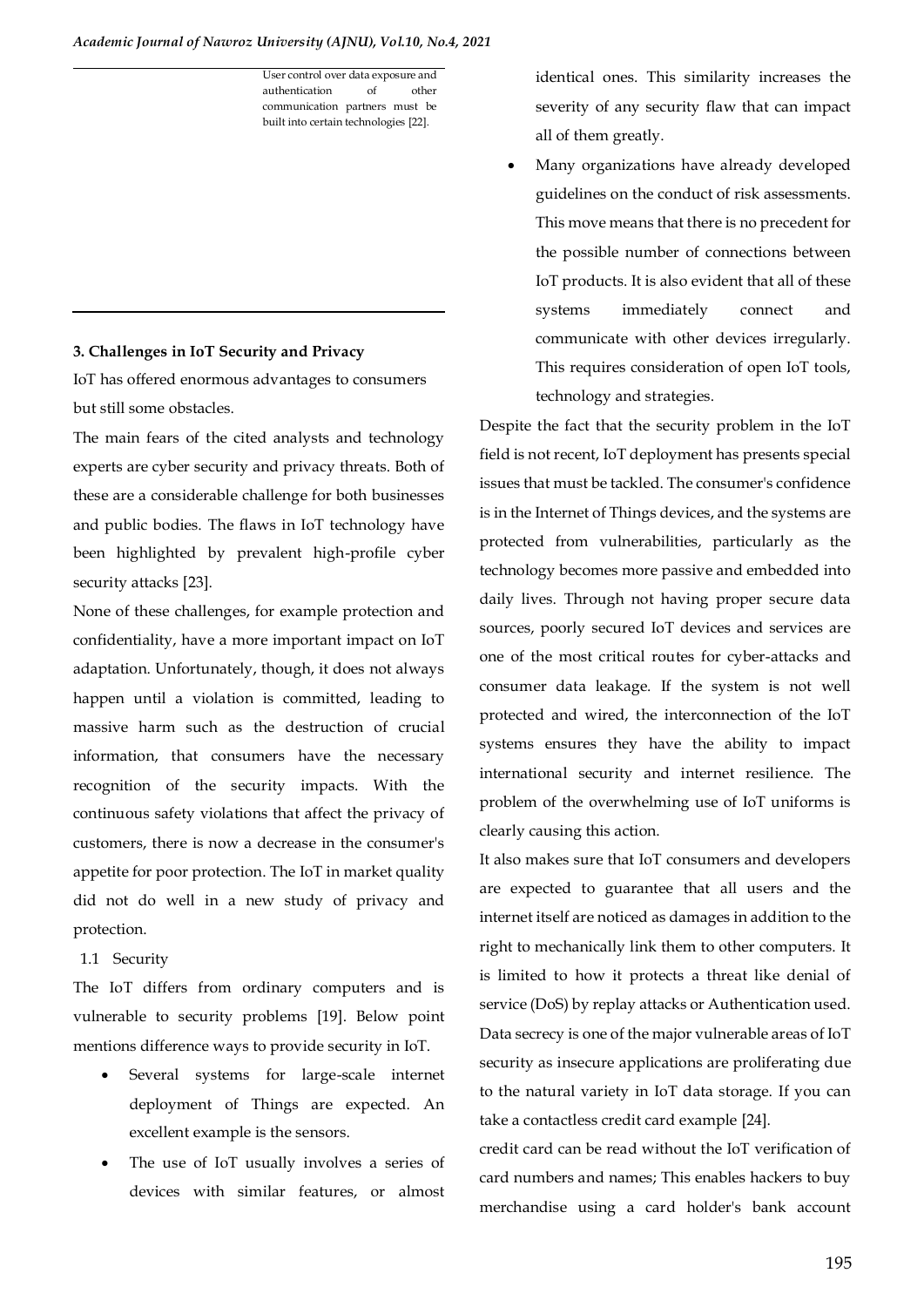User control over data exposure and authentication of other communication partners must be built into certain technologies [22].

### 3. Challenges in IoT Security and Privacy

IoT has offered enormous advantages to consumers but still some obstacles.

The main fears of the cited analysts and technology experts are cyber security and privacy threats. Both of these are a considerable challenge for both businesses and public bodies. The flaws in IoT technology have been highlighted by prevalent high-profile cyber security attacks [23].

None of these challenges, for example protection and confidentiality, have a more important impact on IoT adaptation. Unfortunately, though, it does not always happen until a violation is committed, leading to massive harm such as the destruction of crucial information, that consumers have the necessary recognition of the security impacts. With the continuous safety violations that affect the privacy of customers, there is now a decrease in the consumer's appetite for poor protection. The IoT in market quality did not do well in a new study of privacy and protection.

1.1 Security

The IoT differs from ordinary computers and is vulnerable to security problems [19]. Below point mentions difference ways to provide security in IoT.

- Several systems for large-scale internet deployment of Things are expected. An excellent example is the sensors.
- The use of IoT usually involves a series of devices with similar features, or almost identical ones. This similarity increases the severity of any security flaw that can impact all of them greatly.
- Many organizations have already developed guidelines on the conduct of risk assessments. This move means that there is no precedent for the possible number of connections between IoT products. It is also evident that all of these systems immediately connect and communicate with other devices irregularly. This requires consideration of open IoT tools, technology and strategies.

Despite the fact that the security problem in the IoT field is not recent, IoT deployment has presents special issues that must be tackled. The consumer's confidence is in the Internet of Things devices, and the systems are protected from vulnerabilities, particularly as the technology becomes more passive and embedded into daily lives. Through not having proper secure data sources, poorly secured IoT devices and services are one of the most critical routes for cyber-attacks and consumer data leakage. If the system is not well protected and wired, the interconnection of the IoT systems ensures they have the ability to impact international security and internet resilience. The problem of the overwhelming use of IoT uniforms is clearly causing this action.

It also makes sure that IoT consumers and developers are expected to guarantee that all users and the internet itself are noticed as damages in addition to the right to mechanically link them to other computers. It is limited to how it protects a threat like denial of service (DoS) by replay attacks or Authentication used. Data secrecy is one of the major vulnerable areas of IoT security as insecure applications are proliferating due to the natural variety in IoT data storage. If you can take a contactless credit card example [24].

credit card can be read without the IoT verification of card numbers and names; This enables hackers to buy merchandise using a card holder's bank account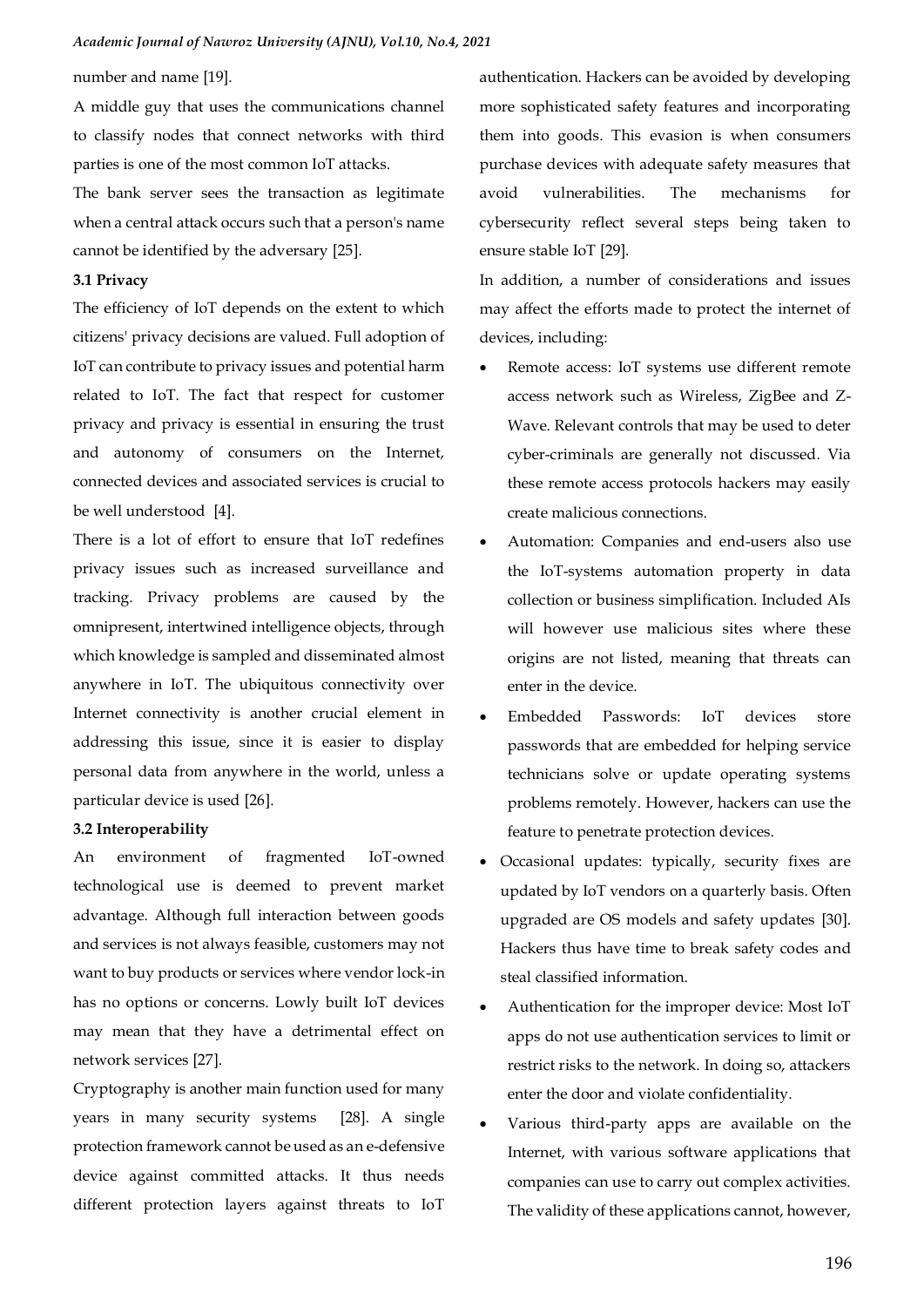number and name [19].

A middle guy that uses the communications channel to classify nodes that connect networks with third parties is one of the most common IoT attacks.

The bank server sees the transaction as legitimate when a central attack occurs such that a person's name cannot be identified by the adversary [25].

**3.1 Privacy**

The efficiency of IoT depends on the extent to which citizens' privacy decisions are valued. Full adoption of IoT can contribute to privacy issues and potential harm related to IoT. The fact that respect for customer privacy and privacy is essential in ensuring the trust and autonomy of consumers on the Internet, connected devices and associated services is crucial to be well understood [4].

There is a lot of effort to ensure that IoT redefines privacy issues such as increased surveillance and tracking. Privacy problems are caused by the omnipresent, intertwined intelligence objects, through which knowledge is sampled and disseminated almost anywhere in IoT. The ubiquitous connectivity over Internet connectivity is another crucial element in addressing this issue, since it is easier to display personal data from anywhere in the world, unless a particular device is used [26].

**3.2 Interoperability**

An environment of fragmented IoT-owned technological use is deemed to prevent market advantage. Although full interaction between goods and services is not always feasible, customers may not want to buy products or services where vendor lock-in has no options or concerns. Lowly built IoT devices may mean that they have a detrimental effect on network services [27].

Cryptography is another main function used for many years in many security systems [28]. A single protection framework cannot be used as an e-defensive device against committed attacks. It thus needs different protection layers against threats to IoT authentication. Hackers can be avoided by developing more sophisticated safety features and incorporating them into goods. This evasion is when consumers purchase devices with adequate safety measures that avoid vulnerabilities. The mechanisms for cybersecurity reflect several steps being taken to ensure stable IoT [29].

In addition, a number of considerations and issues may affect the efforts made to protect the internet of devices, including:

- Remote access: IoT systems use different remote access network such as Wireless, ZigBee and Z-Wave. Relevant controls that may be used to deter cyber-criminals are generally not discussed. Via these remote access protocols hackers may easily create malicious connections.
- Automation: Companies and end-users also use the IoT-systems automation property in data collection or business simplification. Included AIs will however use malicious sites where these origins are not listed, meaning that threats can enter in the device.
- Embedded Passwords: IoT devices store passwords that are embedded for helping service technicians solve or update operating systems problems remotely. However, hackers can use the feature to penetrate protection devices.
- Occasional updates: typically, security fixes are updated by IoT vendors on a quarterly basis. Often upgraded are OS models and safety updates [30]. Hackers thus have time to break safety codes and steal classified information.
- Authentication for the improper device: Most IoT apps do not use authentication services to limit or restrict risks to the network. In doing so, attackers enter the door and violate confidentiality.
- Various third-party apps are available on the Internet, with various software applications that companies can use to carry out complex activities. The validity of these applications cannot, however,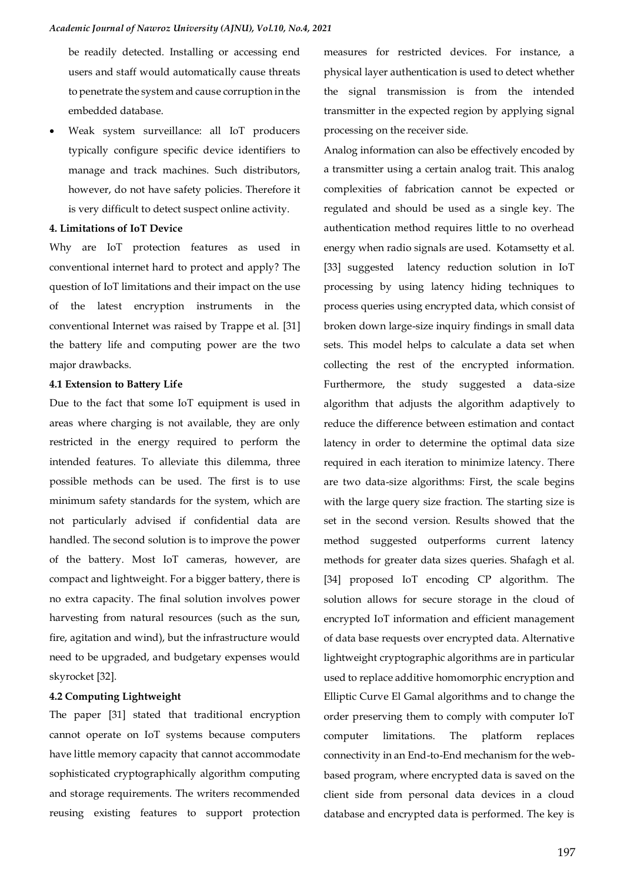be readily detected. Installing or accessing end users and staff would automatically cause threats to penetrate the system and cause corruption in the embedded database.

- Weak system surveillance: all IoT producers typically configure specific device identifiers to manage and track machines. Such distributors, however, do not have safety policies. Therefore it is very difficult to detect suspect online activity.

**4. Limitations of IoT Device**

Why are IoT protection features as used in conventional internet hard to protect and apply? The question of IoT limitations and their impact on the use of the latest encryption instruments in the conventional Internet was raised by Trappe et al. [31] the battery life and computing power are the two major drawbacks.

**4.1 Extension to Battery Life**

Due to the fact that some IoT equipment is used in areas where charging is not available, they are only restricted in the energy required to perform the intended features. To alleviate this dilemma, three possible methods can be used. The first is to use minimum safety standards for the system, which are not particularly advised if confidential data are handled. The second solution is to improve the power of the battery. Most IoT cameras, however, are compact and lightweight. For a bigger battery, there is no extra capacity. The final solution involves power harvesting from natural resources (such as the sun, fire, agitation and wind), but the infrastructure would need to be upgraded, and budgetary expenses would skyrocket [32].

**4.2 Computing Lightweight**

The paper [31] stated that traditional encryption cannot operate on IoT systems because computers have little memory capacity that cannot accommodate sophisticated cryptographically algorithm computing and storage requirements. The writers recommended reusing existing features to support protection measures for restricted devices. For instance, a physical layer authentication is used to detect whether the signal transmission is from the intended transmitter in the expected region by applying signal processing on the receiver side.

Analog information can also be effectively encoded by a transmitter using a certain analog trait. This analog complexities of fabrication cannot be expected or regulated and should be used as a single key. The authentication method requires little to no overhead energy when radio signals are used. Kotamsetty et al. [33] suggested latency reduction solution in IoT processing by using latency hiding techniques to process queries using encrypted data, which consist of broken down large-size inquiry findings in small data sets. This model helps to calculate a data set when collecting the rest of the encrypted information. Furthermore, the study suggested a data-size algorithm that adjusts the algorithm adaptively to reduce the difference between estimation and contact latency in order to determine the optimal data size required in each iteration to minimize latency. There are two data-size algorithms: First, the scale begins with the large query size fraction. The starting size is set in the second version. Results showed that the method suggested outperforms current latency methods for greater data sizes queries. Shafagh et al. [34] proposed IoT encoding CP algorithm. The solution allows for secure storage in the cloud of encrypted IoT information and efficient management of data base requests over encrypted data. Alternative lightweight cryptographic algorithms are in particular used to replace additive homomorphic encryption and Elliptic Curve El Gamal algorithms and to change the order preserving them to comply with computer IoT computer limitations. The platform replaces connectivity in an End-to-End mechanism for the web-based program, where encrypted data is saved on the client side from personal data devices in a cloud database and encrypted data is performed. The key is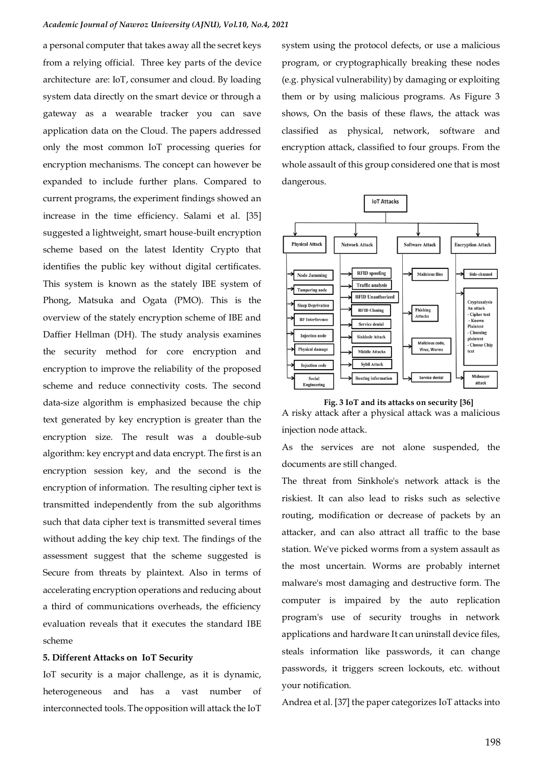a personal computer that takes away all the secret keys from a relying official. Three key parts of the device architecture are: IoT, consumer and cloud. By loading system data directly on the smart device or through a gateway as a wearable tracker you can save application data on the Cloud. The papers addressed only the most common IoT processing queries for encryption mechanisms. The concept can however be expanded to include further plans. Compared to current programs, the experiment findings showed an increase in the time efficiency. Salami et al. [35] suggested a lightweight, smart house-built encryption scheme based on the latest Identity Crypto that identifies the public key without digital certificates. This system is known as the stately IBE system of Phong, Matsuka and Ogata (PMO). This is the overview of the stately encryption scheme of IBE and Daffier Hellman (DH). The study analysis examines the security method for core encryption and encryption to improve the reliability of the proposed scheme and reduce connectivity costs. The second data-size algorithm is emphasized because the chip text generated by key encryption is greater than the encryption size. The result was a double-sub algorithm: key encrypt and data encrypt. The first is an encryption session key, and the second is the encryption of information. The resulting cipher text is transmitted independently from the sub algorithms such that data cipher text is transmitted several times without adding the key chip text. The findings of the assessment suggest that the scheme suggested is Secure from threats by plaintext. Also in terms of accelerating encryption operations and reducing about a third of communications overheads, the efficiency evaluation reveals that it executes the standard IBE scheme

### 5. Different Attacks on IoT Security

IoT security is a major challenge, as it is dynamic, heterogeneous and has a vast number of interconnected tools. The opposition will attack the IoT system using the protocol defects, or use a malicious program, or cryptographically breaking these nodes (e.g. physical vulnerability) by damaging or exploiting them or by using malicious programs. As Figure 3 shows, On the basis of these flaws, the attack was classified as physical, network, software and encryption attack, classified to four groups. From the whole assault of this group considered one that is most dangerous.

IoT Attacks

Physical Attack: Node Jamming; Tampering node; Sleep Deprivation; RF Interference; Injection node; Physical damage; Injection code; Social Engineering

Network Attack: RFID spoofing; Traffic analysis; RFID Unauthorized; RFID Cloning; Service denial; Sinkhole Attack; Middle Attacks; Sybil Attack; Routing information

Software Attack: Malicious files; Phishing Attacks; Malicious code, Virus, Worms; Service denial

Encryption Attack: Side-channel; Cryptanalysis An attack - Cipher text - Known Plaintext - Choosing plaintext - Choose Chip text; Midwayer attack

**Fig. 3 IoT and its attacks on security [36]**

A risky attack after a physical attack was a malicious injection node attack.

As the services are not alone suspended, the documents are still changed.

The threat from Sinkhole's network attack is the riskiest. It can also lead to risks such as selective routing, modification or decrease of packets by an attacker, and can also attract all traffic to the base station. We've picked worms from a system assault as the most uncertain. Worms are probably internet malware's most damaging and destructive form. The computer is impaired by the auto replication program's use of security troughs in network applications and hardware It can uninstall device files, steals information like passwords, it can change passwords, it triggers screen lockouts, etc. without your notification.

Andrea et al. [37] the paper categorizes IoT attacks into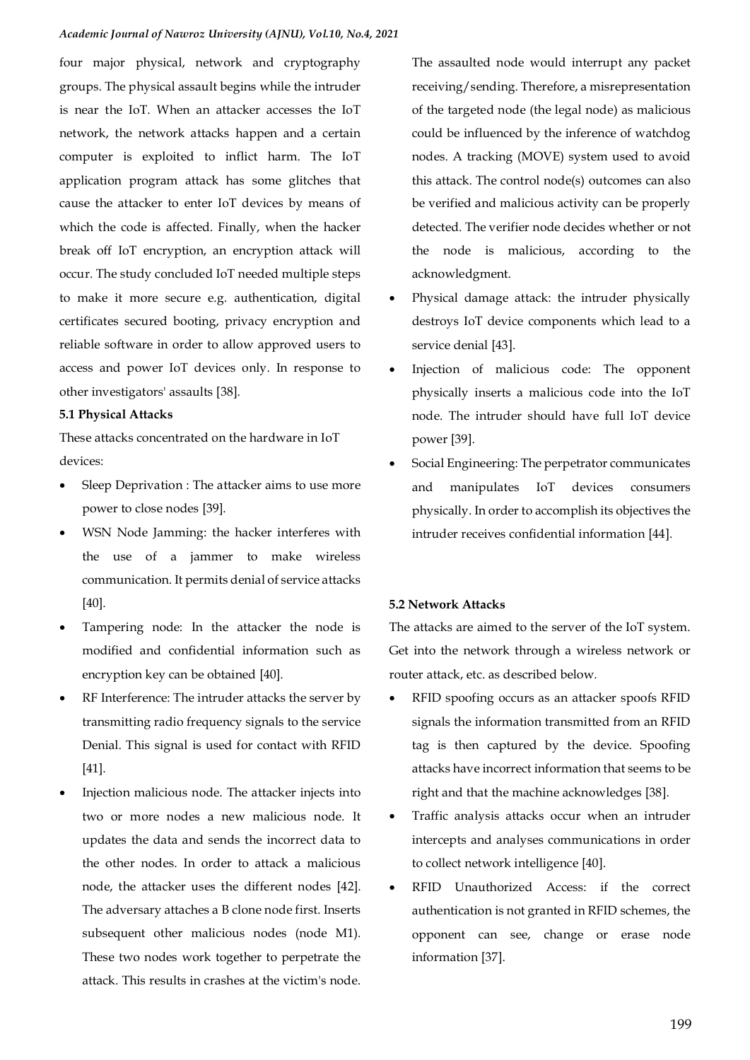four major physical, network and cryptography groups. The physical assault begins while the intruder is near the IoT. When an attacker accesses the IoT network, the network attacks happen and a certain computer is exploited to inflict harm. The IoT application program attack has some glitches that cause the attacker to enter IoT devices by means of which the code is affected. Finally, when the hacker break off IoT encryption, an encryption attack will occur. The study concluded IoT needed multiple steps to make it more secure e.g. authentication, digital certificates secured booting, privacy encryption and reliable software in order to allow approved users to access and power IoT devices only. In response to other investigators' assaults [38].

**5.1 Physical Attacks**

These attacks concentrated on the hardware in IoT devices:

- Sleep Deprivation : The attacker aims to use more power to close nodes [39].
- WSN Node Jamming: the hacker interferes with the use of a jammer to make wireless communication. It permits denial of service attacks [40].
- Tampering node: In the attacker the node is modified and confidential information such as encryption key can be obtained [40].
- RF Interference: The intruder attacks the server by transmitting radio frequency signals to the service Denial. This signal is used for contact with RFID [41].
- Injection malicious node. The attacker injects into two or more nodes a new malicious node. It updates the data and sends the incorrect data to the other nodes. In order to attack a malicious node, the attacker uses the different nodes [42]. The adversary attaches a B clone node first. Inserts subsequent other malicious nodes (node M1). These two nodes work together to perpetrate the attack. This results in crashes at the victim's node. The assaulted node would interrupt any packet receiving/sending. Therefore, a misrepresentation of the targeted node (the legal node) as malicious could be influenced by the inference of watchdog nodes. A tracking (MOVE) system used to avoid this attack. The control node(s) outcomes can also be verified and malicious activity can be properly detected. The verifier node decides whether or not the node is malicious, according to the acknowledgment.
- Physical damage attack: the intruder physically destroys IoT device components which lead to a service denial [43].
- Injection of malicious code: The opponent physically inserts a malicious code into the IoT node. The intruder should have full IoT device power [39].
- Social Engineering: The perpetrator communicates and manipulates IoT devices consumers physically. In order to accomplish its objectives the intruder receives confidential information [44].

**5.2 Network Attacks**

The attacks are aimed to the server of the IoT system. Get into the network through a wireless network or router attack, etc. as described below.

- RFID spoofing occurs as an attacker spoofs RFID signals the information transmitted from an RFID tag is then captured by the device. Spoofing attacks have incorrect information that seems to be right and that the machine acknowledges [38].
- Traffic analysis attacks occur when an intruder intercepts and analyses communications in order to collect network intelligence [40].
- RFID Unauthorized Access: if the correct authentication is not granted in RFID schemes, the opponent can see, change or erase node information [37].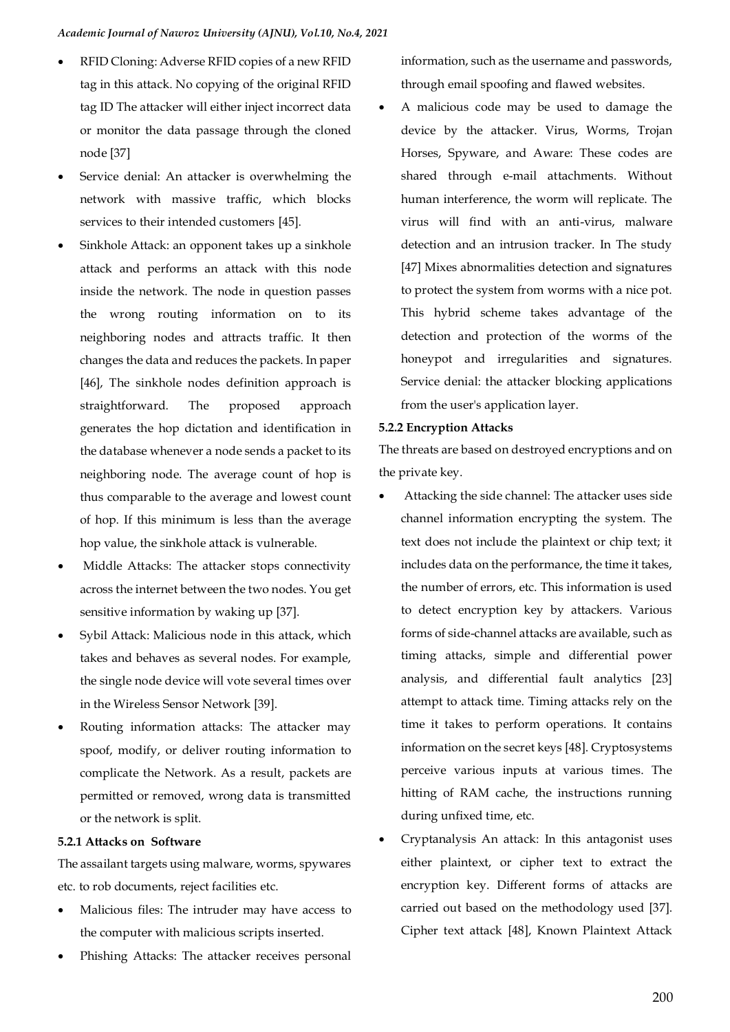- RFID Cloning: Adverse RFID copies of a new RFID tag in this attack. No copying of the original RFID tag ID The attacker will either inject incorrect data or monitor the data passage through the cloned node [37]
- Service denial: An attacker is overwhelming the network with massive traffic, which blocks services to their intended customers [45].
- Sinkhole Attack: an opponent takes up a sinkhole attack and performs an attack with this node inside the network. The node in question passes the wrong routing information on to its neighboring nodes and attracts traffic. It then changes the data and reduces the packets. In paper [46], The sinkhole nodes definition approach is straightforward. The proposed approach generates the hop dictation and identification in the database whenever a node sends a packet to its neighboring node. The average count of hop is thus comparable to the average and lowest count of hop. If this minimum is less than the average hop value, the sinkhole attack is vulnerable.
- Middle Attacks: The attacker stops connectivity across the internet between the two nodes. You get sensitive information by waking up [37].
- Sybil Attack: Malicious node in this attack, which takes and behaves as several nodes. For example, the single node device will vote several times over in the Wireless Sensor Network [39].
- Routing information attacks: The attacker may spoof, modify, or deliver routing information to complicate the Network. As a result, packets are permitted or removed, wrong data is transmitted or the network is split.

**5.2.1 Attacks on Software**

The assailant targets using malware, worms, spywares etc. to rob documents, reject facilities etc.

- Malicious files: The intruder may have access to the computer with malicious scripts inserted.
- Phishing Attacks: The attacker receives personal information, such as the username and passwords, through email spoofing and flawed websites.
- A malicious code may be used to damage the device by the attacker. Virus, Worms, Trojan Horses, Spyware, and Aware: These codes are shared through e-mail attachments. Without human interference, the worm will replicate. The virus will find with an anti-virus, malware detection and an intrusion tracker. In The study [47] Mixes abnormalities detection and signatures to protect the system from worms with a nice pot. This hybrid scheme takes advantage of the detection and protection of the worms of the honeypot and irregularities and signatures. Service denial: the attacker blocking applications from the user's application layer.

**5.2.2 Encryption Attacks**

The threats are based on destroyed encryptions and on the private key.

- Attacking the side channel: The attacker uses side channel information encrypting the system. The text does not include the plaintext or chip text; it includes data on the performance, the time it takes, the number of errors, etc. This information is used to detect encryption key by attackers. Various forms of side-channel attacks are available, such as timing attacks, simple and differential power analysis, and differential fault analytics [23] attempt to attack time. Timing attacks rely on the time it takes to perform operations. It contains information on the secret keys [48]. Cryptosystems perceive various inputs at various times. The hitting of RAM cache, the instructions running during unfixed time, etc.
- Cryptanalysis An attack: In this antagonist uses either plaintext, or cipher text to extract the encryption key. Different forms of attacks are carried out based on the methodology used [37]. Cipher text attack [48], Known Plaintext Attack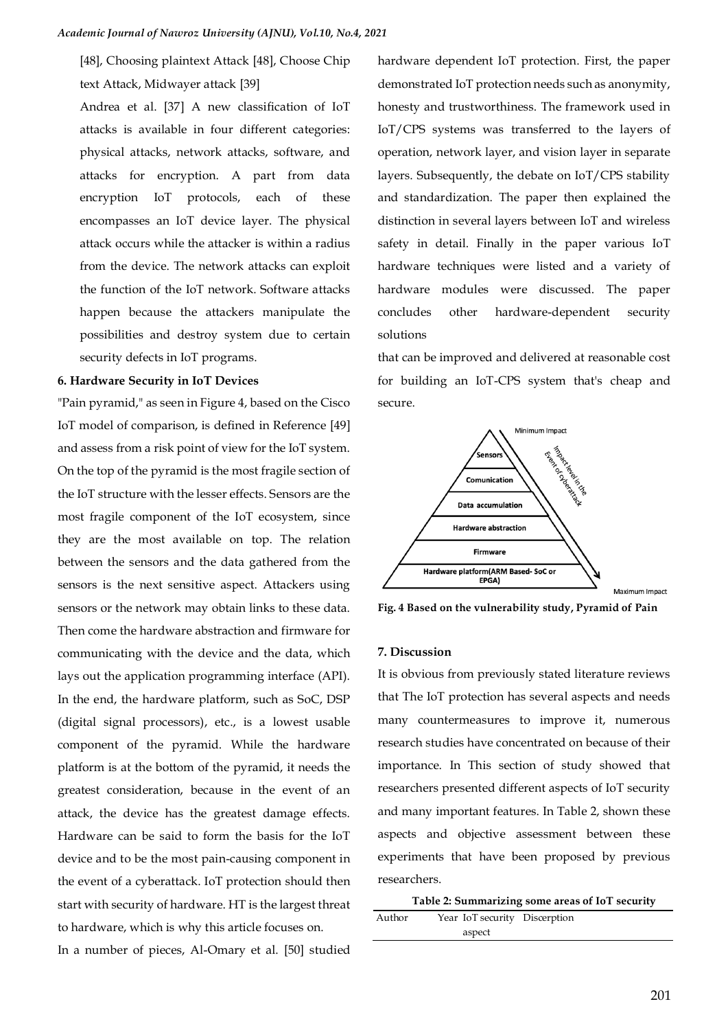[48], Choosing plaintext Attack [48], Choose Chip text Attack, Midwayer attack [39]

Andrea et al. [37] A new classification of IoT attacks is available in four different categories: physical attacks, network attacks, software, and attacks for encryption. A part from data encryption IoT protocols, each of these encompasses an IoT device layer. The physical attack occurs while the attacker is within a radius from the device. The network attacks can exploit the function of the IoT network. Software attacks happen because the attackers manipulate the possibilities and destroy system due to certain security defects in IoT programs.

### 6. Hardware Security in IoT Devices

"Pain pyramid," as seen in Figure 4, based on the Cisco IoT model of comparison, is defined in Reference [49] and assess from a risk point of view for the IoT system. On the top of the pyramid is the most fragile section of the IoT structure with the lesser effects. Sensors are the most fragile component of the IoT ecosystem, since they are the most available on top. The relation between the sensors and the data gathered from the sensors is the next sensitive aspect. Attackers using sensors or the network may obtain links to these data. Then come the hardware abstraction and firmware for communicating with the device and the data, which lays out the application programming interface (API). In the end, the hardware platform, such as SoC, DSP (digital signal processors), etc., is a lowest usable component of the pyramid. While the hardware platform is at the bottom of the pyramid, it needs the greatest consideration, because in the event of an attack, the device has the greatest damage effects. Hardware can be said to form the basis for the IoT device and to be the most pain-causing component in the event of a cyberattack. IoT protection should then start with security of hardware. HT is the largest threat to hardware, which is why this article focuses on.

In a number of pieces, Al-Omary et al. [50] studied hardware dependent IoT protection. First, the paper demonstrated IoT protection needs such as anonymity, honesty and trustworthiness. The framework used in IoT/CPS systems was transferred to the layers of operation, network layer, and vision layer in separate layers. Subsequently, the debate on IoT/CPS stability and standardization. The paper then explained the distinction in several layers between IoT and wireless safety in detail. Finally in the paper various IoT hardware techniques were listed and a variety of hardware modules were discussed. The paper concludes other hardware-dependent security solutions

that can be improved and delivered at reasonable cost for building an IoT-CPS system that's cheap and secure.

**Fig. 4 Based on the vulnerability study, Pyramid of Pain**

### 7. Discussion

It is obvious from previously stated literature reviews that The IoT protection has several aspects and needs many countermeasures to improve it, numerous research studies have concentrated on because of their importance. In This section of study showed that researchers presented different aspects of IoT security and many important features. In Table 2, shown these aspects and objective assessment between these experiments that have been proposed by previous researchers.

**Table 2: Summarizing some areas of IoT security**

| Author | Year | IoT security aspect | Discerption |
|---|---|---|---|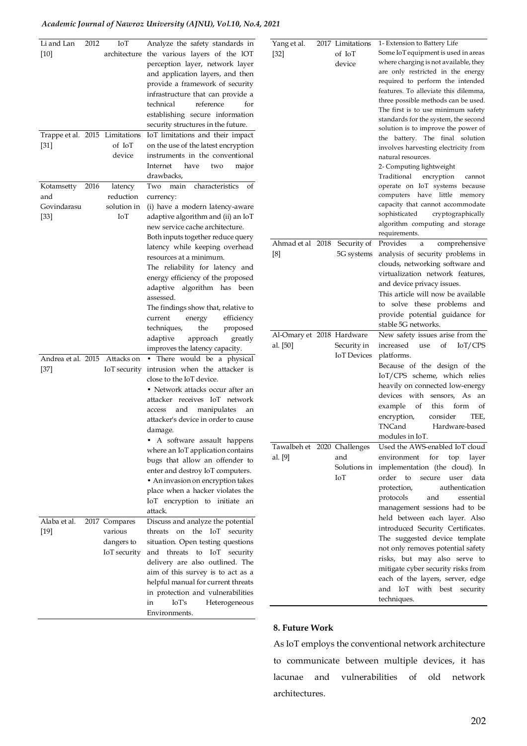| | | | |
|---|---|---|---|
| Li and Lan [10] | 2012 | IoT architecture | Analyze the safety standards in the various layers of the lOT perception layer, network layer and application layers, and then provide a framework of security infrastructure that can provide a technical reference for establishing secure information security structures in the future. |
| Trappe et al. [31] | 2015 | Limitations of IoT device | IoT limitations and their impact on the use of the latest encryption instruments in the conventional Internet have two major drawbacks, |
| Kotamsetty and Govindarasu [33] | 2016 | latency reduction solution in IoT | Two main characteristics of currency: (i) have a modern latency-aware adaptive algorithm and (ii) an IoT new service cache architecture. Both inputs together reduce query latency while keeping overhead resources at a minimum. The reliability for latency and energy efficiency of the proposed adaptive algorithm has been assessed. The findings show that, relative to current energy efficiency techniques, the proposed adaptive approach greatly improves the latency capacity. |
| Andrea et al. [37] | 2015 | Attacks on IoT security | • There would be a physical intrusion when the attacker is close to the IoT device. • Network attacks occur after an attacker receives IoT network access and manipulates an attacker's device in order to cause damage. • A software assault happens where an IoT application contains bugs that allow an offender to enter and destroy IoT computers. • An invasion on encryption takes place when a hacker violates the IoT encryption to initiate an attack. |
| Alaba et al. [19] | 2017 | Compares various dangers to IoT security | Discuss and analyze the potential threats on the IoT security situation. Open testing questions and threats to IoT security delivery are also outlined. The aim of this survey is to act as a helpful manual for current threats in protection and vulnerabilities in IoT's Heterogeneous Environments. |
| Yang et al. [32] | 2017 | Limitations of IoT device | 1- Extension to Battery Life Some IoT equipment is used in areas where charging is not available, they are only restricted in the energy required to perform the intended features. To alleviate this dilemma, three possible methods can be used. The first is to use minimum safety standards for the system, the second solution is to improve the power of the battery. The final solution involves harvesting electricity from natural resources. 2- Computing lightweight Traditional encryption cannot operate on IoT systems because computers have little memory capacity that cannot accommodate sophisticated cryptographically algorithm computing and storage requirements. |
| Ahmad et al [8] | 2018 | Security of 5G systems | Provides a comprehensive analysis of security problems in clouds, networking software and virtualization network features, and device privacy issues. This article will now be available to solve these problems and provide potential guidance for stable 5G networks. |
| Al-Omary et al. [50] | 2018 | Hardware Security in IoT Devices | New safety issues arise from the increased use of IoT/CPS platforms. Because of the design of the IoT/CPS scheme, which relies heavily on connected low-energy devices with sensors, As an example of this form of encryption, consider TEE, TNCand Hardware-based modules in IoT. |
| Tawalbeh et al. [9] | 2020 | Challenges and Solutions in IoT | Used the AWS-enabled IoT cloud environment for top layer implementation (the cloud). In order to secure user data protection, authentication protocols and essential management sessions had to be held between each layer. Also introduced Security Certificates. The suggested device template not only removes potential safety risks, but may also serve to mitigate cyber security risks from each of the layers, server, edge and IoT with best security techniques. |

## 8. Future Work

As IoT employs the conventional network architecture to communicate between multiple devices, it has lacunae and vulnerabilities of old network architectures.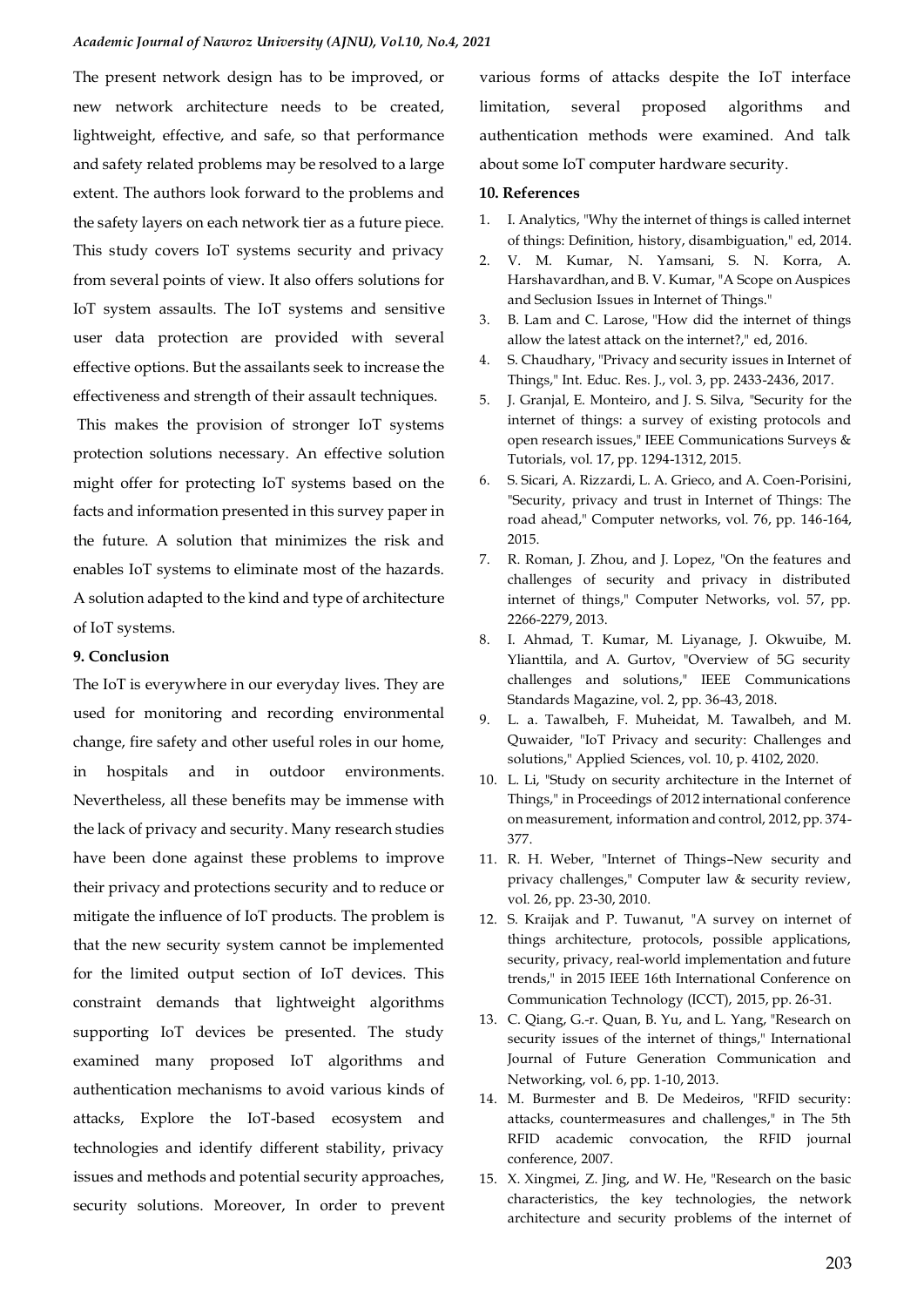The present network design has to be improved, or new network architecture needs to be created, lightweight, effective, and safe, so that performance and safety related problems may be resolved to a large extent. The authors look forward to the problems and the safety layers on each network tier as a future piece. This study covers IoT systems security and privacy from several points of view. It also offers solutions for IoT system assaults. The IoT systems and sensitive user data protection are provided with several effective options. But the assailants seek to increase the effectiveness and strength of their assault techniques.

This makes the provision of stronger IoT systems protection solutions necessary. An effective solution might offer for protecting IoT systems based on the facts and information presented in this survey paper in the future. A solution that minimizes the risk and enables IoT systems to eliminate most of the hazards. A solution adapted to the kind and type of architecture of IoT systems.

### 9. Conclusion

The IoT is everywhere in our everyday lives. They are used for monitoring and recording environmental change, fire safety and other useful roles in our home, in hospitals and in outdoor environments. Nevertheless, all these benefits may be immense with the lack of privacy and security. Many research studies have been done against these problems to improve their privacy and protections security and to reduce or mitigate the influence of IoT products. The problem is that the new security system cannot be implemented for the limited output section of IoT devices. This constraint demands that lightweight algorithms supporting IoT devices be presented. The study examined many proposed IoT algorithms and authentication mechanisms to avoid various kinds of attacks, Explore the IoT-based ecosystem and technologies and identify different stability, privacy issues and methods and potential security approaches, security solutions. Moreover, In order to prevent various forms of attacks despite the IoT interface limitation, several proposed algorithms and authentication methods were examined. And talk about some IoT computer hardware security.

### 10. References

1. I. Analytics, "Why the internet of things is called internet of things: Definition, history, disambiguation," ed, 2014.
2. V. M. Kumar, N. Yamsani, S. N. Korra, A. Harshavardhan, and B. V. Kumar, "A Scope on Auspices and Seclusion Issues in Internet of Things."
3. B. Lam and C. Larose, "How did the internet of things allow the latest attack on the internet?," ed, 2016.
4. S. Chaudhary, "Privacy and security issues in Internet of Things," Int. Educ. Res. J., vol. 3, pp. 2433-2436, 2017.
5. J. Granjal, E. Monteiro, and J. S. Silva, "Security for the internet of things: a survey of existing protocols and open research issues," IEEE Communications Surveys & Tutorials, vol. 17, pp. 1294-1312, 2015.
6. S. Sicari, A. Rizzardi, L. A. Grieco, and A. Coen-Porisini, "Security, privacy and trust in Internet of Things: The road ahead," Computer networks, vol. 76, pp. 146-164, 2015.
7. R. Roman, J. Zhou, and J. Lopez, "On the features and challenges of security and privacy in distributed internet of things," Computer Networks, vol. 57, pp. 2266-2279, 2013.
8. I. Ahmad, T. Kumar, M. Liyanage, J. Okwuibe, M. Ylianttila, and A. Gurtov, "Overview of 5G security challenges and solutions," IEEE Communications Standards Magazine, vol. 2, pp. 36-43, 2018.
9. L. a. Tawalbeh, F. Muheidat, M. Tawalbeh, and M. Quwaider, "IoT Privacy and security: Challenges and solutions," Applied Sciences, vol. 10, p. 4102, 2020.
10. L. Li, "Study on security architecture in the Internet of Things," in Proceedings of 2012 international conference on measurement, information and control, 2012, pp. 374-377.
11. R. H. Weber, "Internet of Things–New security and privacy challenges," Computer law & security review, vol. 26, pp. 23-30, 2010.
12. S. Kraijak and P. Tuwanut, "A survey on internet of things architecture, protocols, possible applications, security, privacy, real-world implementation and future trends," in 2015 IEEE 16th International Conference on Communication Technology (ICCT), 2015, pp. 26-31.
13. C. Qiang, G.-r. Quan, B. Yu, and L. Yang, "Research on security issues of the internet of things," International Journal of Future Generation Communication and Networking, vol. 6, pp. 1-10, 2013.
14. M. Burmester and B. De Medeiros, "RFID security: attacks, countermeasures and challenges," in The 5th RFID academic convocation, the RFID journal conference, 2007.
15. X. Xingmei, Z. Jing, and W. He, "Research on the basic characteristics, the key technologies, the network architecture and security problems of the internet of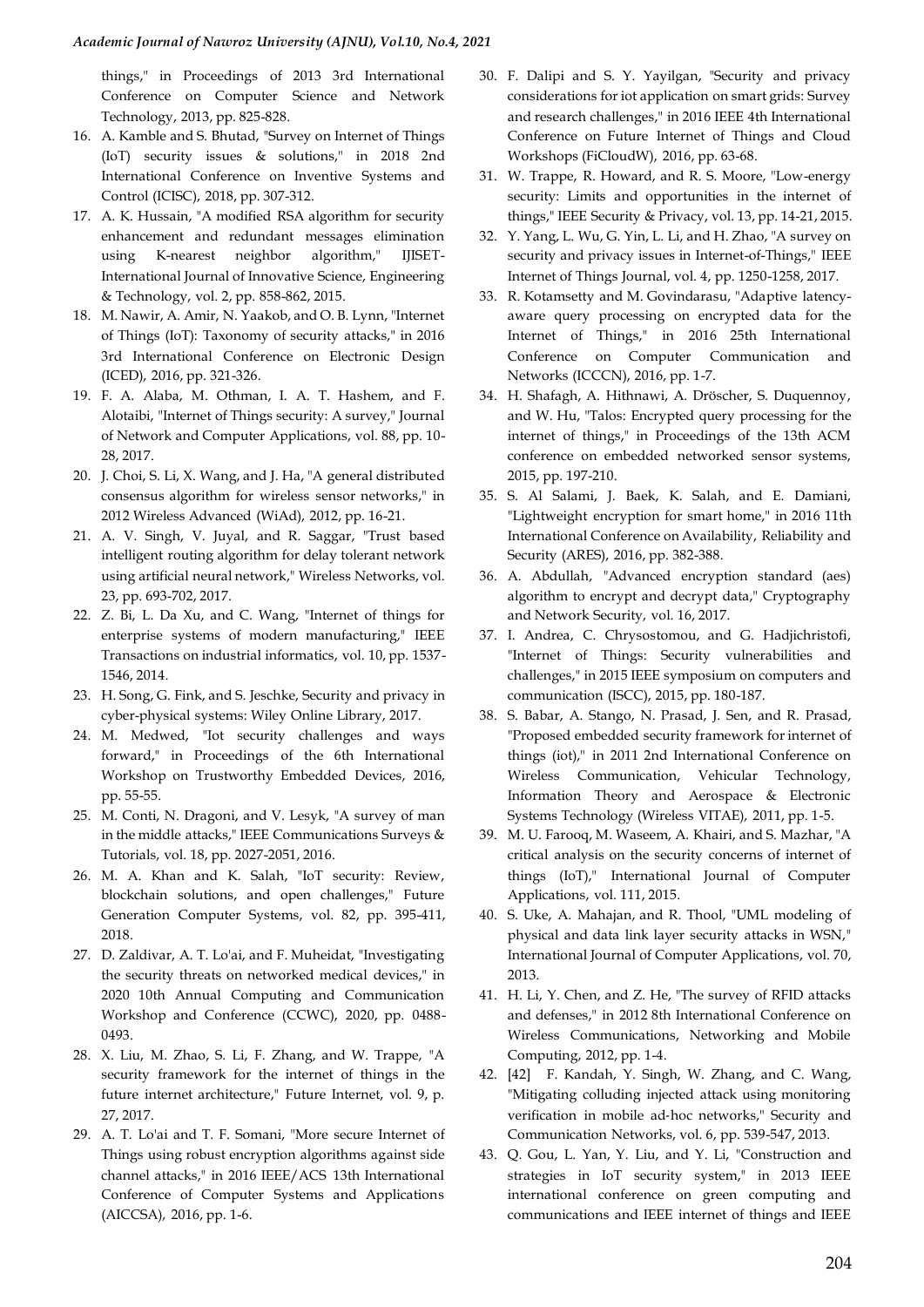things," in Proceedings of 2013 3rd International Conference on Computer Science and Network Technology, 2013, pp. 825-828.

16. A. Kamble and S. Bhutad, "Survey on Internet of Things (IoT) security issues & solutions," in 2018 2nd International Conference on Inventive Systems and Control (ICISC), 2018, pp. 307-312.
17. A. K. Hussain, "A modified RSA algorithm for security enhancement and redundant messages elimination using K-nearest neighbor algorithm," IJISET-International Journal of Innovative Science, Engineering & Technology, vol. 2, pp. 858-862, 2015.
18. M. Nawir, A. Amir, N. Yaakob, and O. B. Lynn, "Internet of Things (IoT): Taxonomy of security attacks," in 2016 3rd International Conference on Electronic Design (ICED), 2016, pp. 321-326.
19. F. A. Alaba, M. Othman, I. A. T. Hashem, and F. Alotaibi, "Internet of Things security: A survey," Journal of Network and Computer Applications, vol. 88, pp. 10-28, 2017.
20. J. Choi, S. Li, X. Wang, and J. Ha, "A general distributed consensus algorithm for wireless sensor networks," in 2012 Wireless Advanced (WiAd), 2012, pp. 16-21.
21. A. V. Singh, V. Juyal, and R. Saggar, "Trust based intelligent routing algorithm for delay tolerant network using artificial neural network," Wireless Networks, vol. 23, pp. 693-702, 2017.
22. Z. Bi, L. Da Xu, and C. Wang, "Internet of things for enterprise systems of modern manufacturing," IEEE Transactions on industrial informatics, vol. 10, pp. 1537-1546, 2014.
23. H. Song, G. Fink, and S. Jeschke, Security and privacy in cyber-physical systems: Wiley Online Library, 2017.
24. M. Medwed, "Iot security challenges and ways forward," in Proceedings of the 6th International Workshop on Trustworthy Embedded Devices, 2016, pp. 55-55.
25. M. Conti, N. Dragoni, and V. Lesyk, "A survey of man in the middle attacks," IEEE Communications Surveys & Tutorials, vol. 18, pp. 2027-2051, 2016.
26. M. A. Khan and K. Salah, "IoT security: Review, blockchain solutions, and open challenges," Future Generation Computer Systems, vol. 82, pp. 395-411, 2018.
27. D. Zaldivar, A. T. Lo'ai, and F. Muheidat, "Investigating the security threats on networked medical devices," in 2020 10th Annual Computing and Communication Workshop and Conference (CCWC), 2020, pp. 0488-0493.
28. X. Liu, M. Zhao, S. Li, F. Zhang, and W. Trappe, "A security framework for the internet of things in the future internet architecture," Future Internet, vol. 9, p. 27, 2017.
29. A. T. Lo'ai and T. F. Somani, "More secure Internet of Things using robust encryption algorithms against side channel attacks," in 2016 IEEE/ACS 13th International Conference of Computer Systems and Applications (AICCSA), 2016, pp. 1-6.
30. F. Dalipi and S. Y. Yayilgan, "Security and privacy considerations for iot application on smart grids: Survey and research challenges," in 2016 IEEE 4th International Conference on Future Internet of Things and Cloud Workshops (FiCloudW), 2016, pp. 63-68.
31. W. Trappe, R. Howard, and R. S. Moore, "Low-energy security: Limits and opportunities in the internet of things," IEEE Security & Privacy, vol. 13, pp. 14-21, 2015.
32. Y. Yang, L. Wu, G. Yin, L. Li, and H. Zhao, "A survey on security and privacy issues in Internet-of-Things," IEEE Internet of Things Journal, vol. 4, pp. 1250-1258, 2017.
33. R. Kotamsetty and M. Govindarasu, "Adaptive latency-aware query processing on encrypted data for the Internet of Things," in 2016 25th International Conference on Computer Communication and Networks (ICCCN), 2016, pp. 1-7.
34. H. Shafagh, A. Hithnawi, A. Dröscher, S. Duquennoy, and W. Hu, "Talos: Encrypted query processing for the internet of things," in Proceedings of the 13th ACM conference on embedded networked sensor systems, 2015, pp. 197-210.
35. S. Al Salami, J. Baek, K. Salah, and E. Damiani, "Lightweight encryption for smart home," in 2016 11th International Conference on Availability, Reliability and Security (ARES), 2016, pp. 382-388.
36. A. Abdullah, "Advanced encryption standard (aes) algorithm to encrypt and decrypt data," Cryptography and Network Security, vol. 16, 2017.
37. I. Andrea, C. Chrysostomou, and G. Hadjichristofi, "Internet of Things: Security vulnerabilities and challenges," in 2015 IEEE symposium on computers and communication (ISCC), 2015, pp. 180-187.
38. S. Babar, A. Stango, N. Prasad, J. Sen, and R. Prasad, "Proposed embedded security framework for internet of things (iot)," in 2011 2nd International Conference on Wireless Communication, Vehicular Technology, Information Theory and Aerospace & Electronic Systems Technology (Wireless VITAE), 2011, pp. 1-5.
39. M. U. Farooq, M. Waseem, A. Khairi, and S. Mazhar, "A critical analysis on the security concerns of internet of things (IoT)," International Journal of Computer Applications, vol. 111, 2015.
40. S. Uke, A. Mahajan, and R. Thool, "UML modeling of physical and data link layer security attacks in WSN," International Journal of Computer Applications, vol. 70, 2013.
41. H. Li, Y. Chen, and Z. He, "The survey of RFID attacks and defenses," in 2012 8th International Conference on Wireless Communications, Networking and Mobile Computing, 2012, pp. 1-4.
42. [42] F. Kandah, Y. Singh, W. Zhang, and C. Wang, "Mitigating colluding injected attack using monitoring verification in mobile ad-hoc networks," Security and Communication Networks, vol. 6, pp. 539-547, 2013.
43. Q. Gou, L. Yan, Y. Liu, and Y. Li, "Construction and strategies in IoT security system," in 2013 IEEE international conference on green computing and communications and IEEE internet of things and IEEE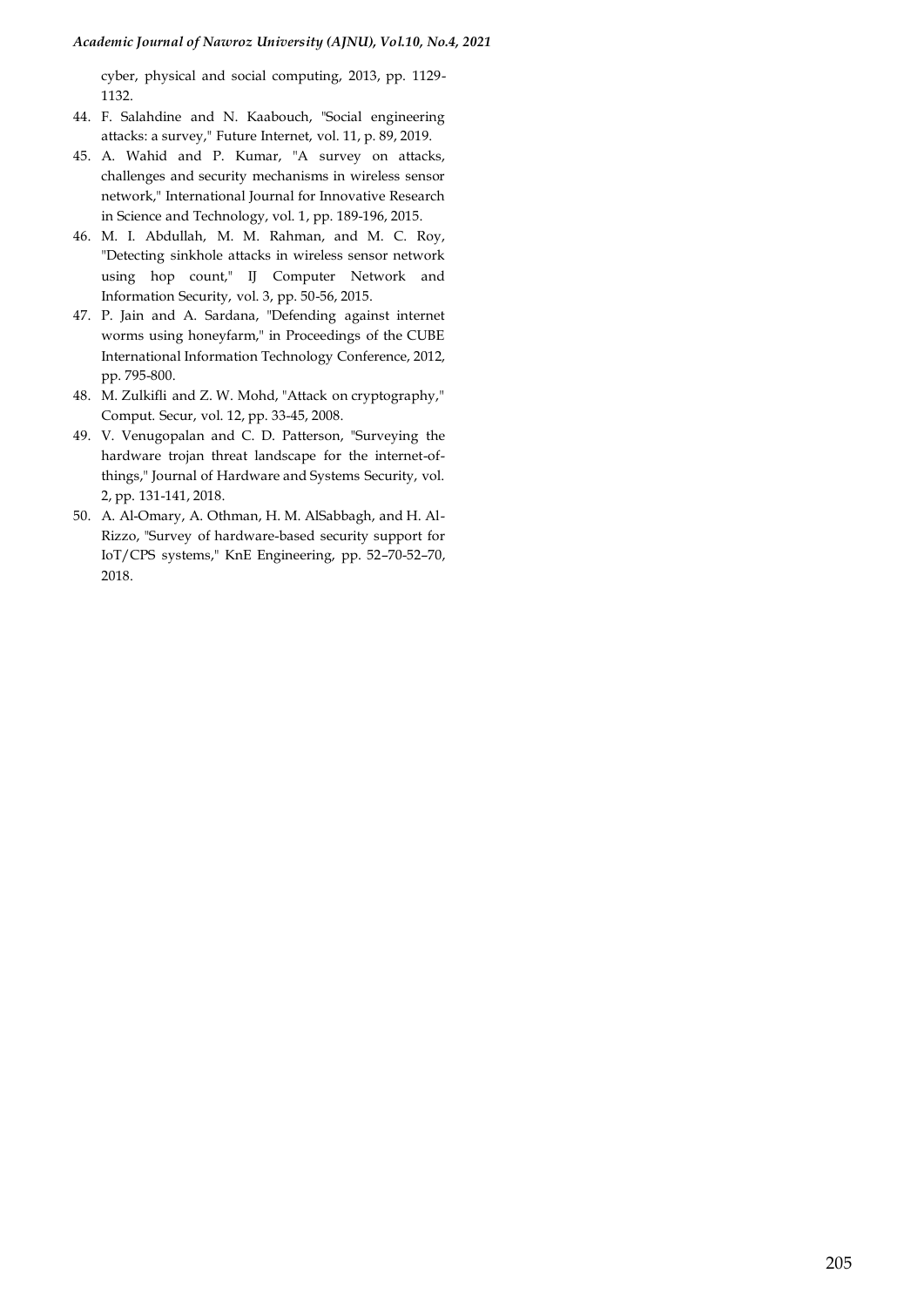cyber, physical and social computing, 2013, pp. 1129-1132.

44. F. Salahdine and N. Kaabouch, "Social engineering attacks: a survey," Future Internet, vol. 11, p. 89, 2019.
45. A. Wahid and P. Kumar, "A survey on attacks, challenges and security mechanisms in wireless sensor network," International Journal for Innovative Research in Science and Technology, vol. 1, pp. 189-196, 2015.
46. M. I. Abdullah, M. M. Rahman, and M. C. Roy, "Detecting sinkhole attacks in wireless sensor network using hop count," IJ Computer Network and Information Security, vol. 3, pp. 50-56, 2015.
47. P. Jain and A. Sardana, "Defending against internet worms using honeyfarm," in Proceedings of the CUBE International Information Technology Conference, 2012, pp. 795-800.
48. M. Zulkifli and Z. W. Mohd, "Attack on cryptography," Comput. Secur, vol. 12, pp. 33-45, 2008.
49. V. Venugopalan and C. D. Patterson, "Surveying the hardware trojan threat landscape for the internet-of-things," Journal of Hardware and Systems Security, vol. 2, pp. 131-141, 2018.
50. A. Al-Omary, A. Othman, H. M. AlSabbagh, and H. Al-Rizzo, "Survey of hardware-based security support for IoT/CPS systems," KnE Engineering, pp. 52–70-52–70, 2018.